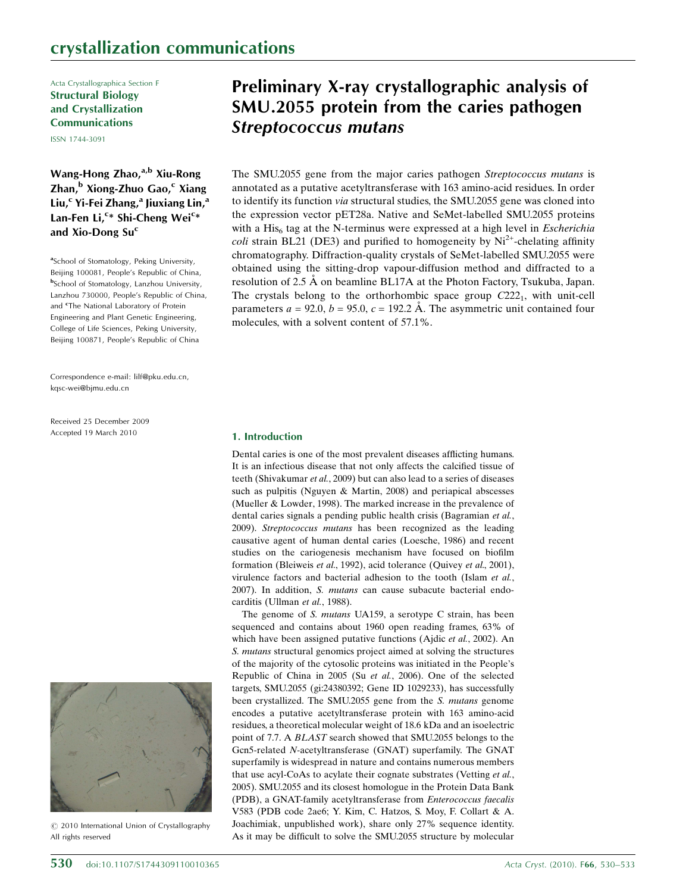Acta Crystallographica Section F
**Structural Biology and Crystallization Communications**

ISSN 1744-3091

# Preliminary X-ray crystallographic analysis of SMU.2055 protein from the caries pathogen *Streptococcus mutans*

**Wang-Hong Zhao,[a,b] Xiu-Rong Zhan,[b] Xiong-Zhuo Gao,[c] Xiang Liu,[c] Yi-Fei Zhang,[a] Jiuxiang Lin,[a] Lan-Fen Li,[c]* Shi-Cheng Wei[c]* and Xio-Dong Su[c]**

[a]School of Stomatology, Peking University, Beijing 100081, People's Republic of China, [b]School of Stomatology, Lanzhou University, Lanzhou 730000, People's Republic of China, and [c]The National Laboratory of Protein Engineering and Plant Genetic Engineering, College of Life Sciences, Peking University, Beijing 100871, People's Republic of China

Correspondence e-mail: lilf@pku.edu.cn, kqsc-wei@bjmu.edu.cn

Received 25 December 2009
Accepted 19 March 2010

© 2010 International Union of Crystallography
All rights reserved

The SMU.2055 gene from the major caries pathogen *Streptococcus mutans* is annotated as a putative acetyltransferase with 163 amino-acid residues. In order to identify its function *via* structural studies, the SMU.2055 gene was cloned into the expression vector pET28a. Native and SeMet-labelled SMU.2055 proteins with a $His_6$ tag at the N-terminus were expressed at a high level in *Escherichia coli* strain BL21 (DE3) and purified to homogeneity by $Ni^{2+}$-chelating affinity chromatography. Diffraction-quality crystals of SeMet-labelled SMU.2055 were obtained using the sitting-drop vapour-diffusion method and diffracted to a resolution of 2.5 Å on beamline BL17A at the Photon Factory, Tsukuba, Japan. The crystals belong to the orthorhombic space group $C222_1$, with unit-cell parameters $a = 92.0$, $b = 95.0$, $c = 192.2$ Å. The asymmetric unit contained four molecules, with a solvent content of 57.1%.

## 1. Introduction

Dental caries is one of the most prevalent diseases afflicting humans. It is an infectious disease that not only affects the calcified tissue of teeth (Shivakumar *et al.*, 2009) but can also lead to a series of diseases such as pulpitis (Nguyen & Martin, 2008) and periapical abscesses (Mueller & Lowder, 1998). The marked increase in the prevalence of dental caries signals a pending public health crisis (Bagramian *et al.*, 2009). *Streptococcus mutans* has been recognized as the leading causative agent of human dental caries (Loesche, 1986) and recent studies on the cariogenesis mechanism have focused on biofilm formation (Bleiweis *et al.*, 1992), acid tolerance (Quivey *et al.*, 2001), virulence factors and bacterial adhesion to the tooth (Islam *et al.*, 2007). In addition, *S. mutans* can cause subacute bacterial endocarditis (Ullman *et al.*, 1988).

The genome of *S. mutans* UA159, a serotype C strain, has been sequenced and contains about 1960 open reading frames, 63% of which have been assigned putative functions (Ajdic *et al.*, 2002). An *S. mutans* structural genomics project aimed at solving the structures of the majority of the cytosolic proteins was initiated in the People's Republic of China in 2005 (Su *et al.*, 2006). One of the selected targets, SMU.2055 (gi:24380392; Gene ID 1029233), has successfully been crystallized. The SMU.2055 gene from the *S. mutans* genome encodes a putative acetyltransferase protein with 163 amino-acid residues, a theoretical molecular weight of 18.6 kDa and an isoelectric point of 7.7. A *BLAST* search showed that SMU.2055 belongs to the Gcn5-related *N*-acetyltransferase (GNAT) superfamily. The GNAT superfamily is widespread in nature and contains numerous members that use acyl-CoAs to acylate their cognate substrates (Vetting *et al.*, 2005). SMU.2055 and its closest homologue in the Protein Data Bank (PDB), a GNAT-family acetyltransferase from *Enterococcus faecalis* V583 (PDB code 2ae6; Y. Kim, C. Hatzos, S. Moy, F. Collart & A. Joachimiak, unpublished work), share only 27% sequence identity. As it may be difficult to solve the SMU.2055 structure by molecular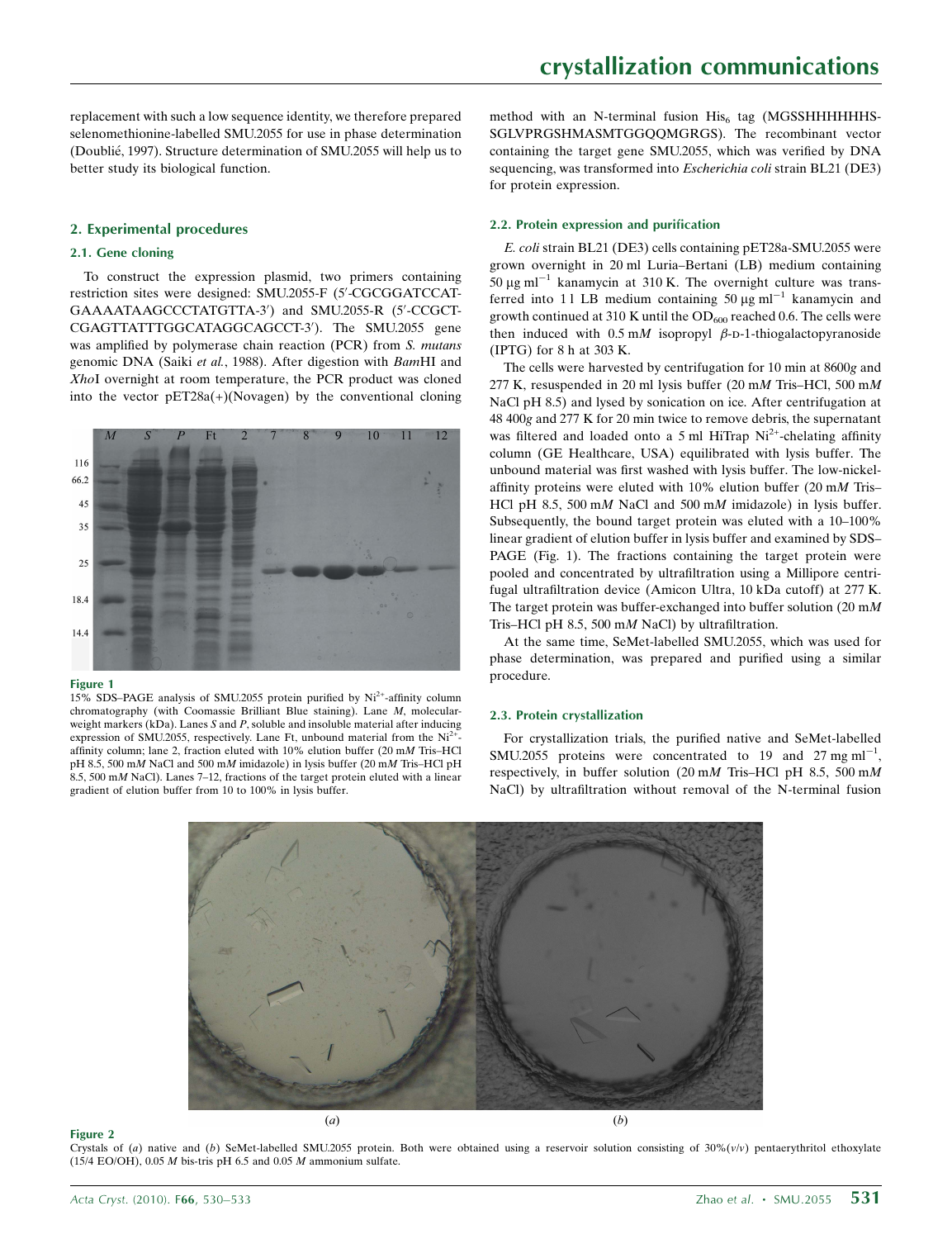replacement with such a low sequence identity, we therefore prepared selenomethionine-labelled SMU.2055 for use in phase determination (Doublié, 1997). Structure determination of SMU.2055 will help us to better study its biological function.

## 2. Experimental procedures

### 2.1. Gene cloning

To construct the expression plasmid, two primers containing restriction sites were designed: SMU.2055-F (5′-CGCGGATCCATGAAAATAAGCCCTATGTTA-3′) and SMU.2055-R (5′-CCGCTCGAGTTATTTGGCATAGGCAGCCT-3′). The SMU.2055 gene was amplified by polymerase chain reaction (PCR) from *S. mutans* genomic DNA (Saiki *et al.*, 1988). After digestion with *Bam*HI and *Xho*I overnight at room temperature, the PCR product was cloned into the vector pET28a(+)(Novagen) by the conventional cloning method with an N-terminal fusion $His_6$ tag (MGSSHHHHHHSSGLVPRGSHMASMTGGQQMGRGS). The recombinant vector containing the target gene SMU.2055, which was verified by DNA sequencing, was transformed into *Escherichia coli* strain BL21 (DE3) for protein expression.

**Figure 1**
15% SDS–PAGE analysis of SMU.2055 protein purified by $Ni^{2+}$-affinity column chromatography (with Coomassie Brilliant Blue staining). Lane *M*, molecular-weight markers (kDa). Lanes *S* and *P*, soluble and insoluble material after inducing expression of SMU.2055, respectively. Lane Ft, unbound material from the $Ni^{2+}$-affinity column; lane 2, fraction eluted with 10% elution buffer (20 m*M* Tris–HCl pH 8.5, 500 m*M* NaCl and 500 m*M* imidazole) in lysis buffer (20 m*M* Tris–HCl pH 8.5, 500 m*M* NaCl). Lanes 7–12, fractions of the target protein eluted with a linear gradient of elution buffer from 10 to 100% in lysis buffer.

### 2.2. Protein expression and purification

*E. coli* strain BL21 (DE3) cells containing pET28a-SMU.2055 were grown overnight in 20 ml Luria–Bertani (LB) medium containing 50 $\mu g\ ml^{-1}$ kanamycin at 310 K. The overnight culture was transferred into 1 l LB medium containing 50 $\mu g\ ml^{-1}$ kanamycin and growth continued at 310 K until the $OD_{600}$ reached 0.6. The cells were then induced with 0.5 m*M* isopropyl β-D-1-thiogalactopyranoside (IPTG) for 8 h at 303 K.

The cells were harvested by centrifugation for 10 min at 8600*g* and 277 K, resuspended in 20 ml lysis buffer (20 m*M* Tris–HCl, 500 m*M* NaCl pH 8.5) and lysed by sonication on ice. After centrifugation at 48 400*g* and 277 K for 20 min twice to remove debris, the supernatant was filtered and loaded onto a 5 ml HiTrap $Ni^{2+}$-chelating affinity column (GE Healthcare, USA) equilibrated with lysis buffer. The unbound material was first washed with lysis buffer. The low-nickel-affinity proteins were eluted with 10% elution buffer (20 m*M* Tris–HCl pH 8.5, 500 m*M* NaCl and 500 m*M* imidazole) in lysis buffer. Subsequently, the bound target protein was eluted with a 10–100% linear gradient of elution buffer in lysis buffer and examined by SDS–PAGE (Fig. 1). The fractions containing the target protein were pooled and concentrated by ultrafiltration using a Millipore centrifugal ultrafiltration device (Amicon Ultra, 10 kDa cutoff) at 277 K. The target protein was buffer-exchanged into buffer solution (20 m*M* Tris–HCl pH 8.5, 500 m*M* NaCl) by ultrafiltration.

At the same time, SeMet-labelled SMU.2055, which was used for phase determination, was prepared and purified using a similar procedure.

### 2.3. Protein crystallization

For crystallization trials, the purified native and SeMet-labelled SMU.2055 proteins were concentrated to 19 and 27 $mg\ ml^{-1}$, respectively, in buffer solution (20 m*M* Tris–HCl pH 8.5, 500 m*M* NaCl) by ultrafiltration without removal of the N-terminal fusion

**Figure 2**
Crystals of (*a*) native and (*b*) SeMet-labelled SMU.2055 protein. Both were obtained using a reservoir solution consisting of 30%(*v*/*v*) pentaerythritol ethoxylate (15/4 EO/OH), 0.05 *M* bis-tris pH 6.5 and 0.05 *M* ammonium sulfate.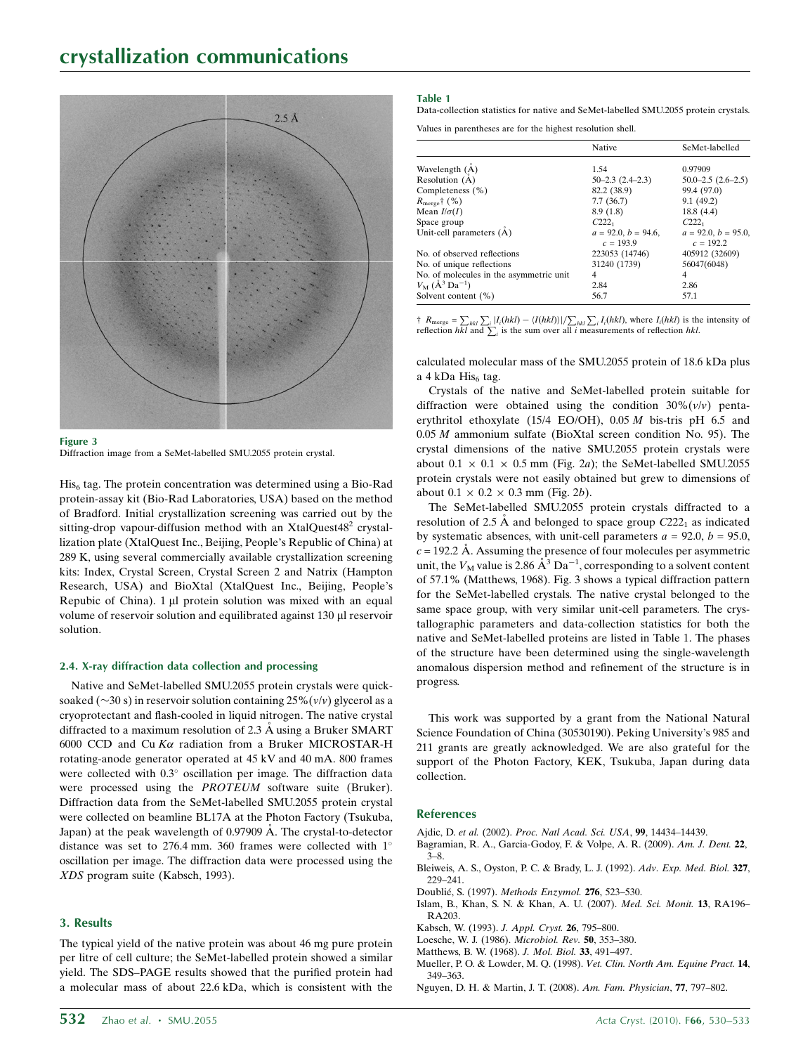Figure 3
Diffraction image from a SeMet-labelled SMU.2055 protein crystal.

$His_6$ tag. The protein concentration was determined using a Bio-Rad protein-assay kit (Bio-Rad Laboratories, USA) based on the method of Bradford. Initial crystallization screening was carried out by the sitting-drop vapour-diffusion method with an XtalQuest48[2] crystallization plate (XtalQuest Inc., Beijing, People's Republic of China) at 289 K, using several commercially available crystallization screening kits: Index, Crystal Screen, Crystal Screen 2 and Natrix (Hampton Research, USA) and BioXtal (XtalQuest Inc., Beijing, People's Repubic of China). 1 µl protein solution was mixed with an equal volume of reservoir solution and equilibrated against 130 µl reservoir solution.

### 2.4. X-ray diffraction data collection and processing

Native and SeMet-labelled SMU.2055 protein crystals were quick-soaked (~30 s) in reservoir solution containing 25%(*v*/*v*) glycerol as a cryoprotectant and flash-cooled in liquid nitrogen. The native crystal diffracted to a maximum resolution of 2.3 Å using a Bruker SMART 6000 CCD and Cu $K\alpha$ radiation from a Bruker MICROSTAR-H rotating-anode generator operated at 45 kV and 40 mA. 800 frames were collected with 0.3° oscillation per image. The diffraction data were processed using the *PROTEUM* software suite (Bruker). Diffraction data from the SeMet-labelled SMU.2055 protein crystal were collected on beamline BL17A at the Photon Factory (Tsukuba, Japan) at the peak wavelength of 0.97909 Å. The crystal-to-detector distance was set to 276.4 mm. 360 frames were collected with 1° oscillation per image. The diffraction data were processed using the *XDS* program suite (Kabsch, 1993).

## 3. Results

The typical yield of the native protein was about 46 mg pure protein per litre of cell culture; the SeMet-labelled protein showed a similar yield. The SDS–PAGE results showed that the purified protein had a molecular mass of about 22.6 kDa, which is consistent with the calculated molecular mass of the SMU.2055 protein of 18.6 kDa plus a 4 kDa $His_6$ tag.

Crystals of the native and SeMet-labelled protein suitable for diffraction were obtained using the condition 30%(*v*/*v*) pentaerythritol ethoxylate (15/4 EO/OH), 0.05 *M* bis-tris pH 6.5 and 0.05 *M* ammonium sulfate (BioXtal screen condition No. 95). The crystal dimensions of the native SMU.2055 protein crystals were about 0.1 × 0.1 × 0.5 mm (Fig. 2*a*); the SeMet-labelled SMU.2055 protein crystals were not easily obtained but grew to dimensions of about 0.1 × 0.2 × 0.3 mm (Fig. 2*b*).

The SeMet-labelled SMU.2055 protein crystals diffracted to a resolution of 2.5 Å and belonged to space group $C222_1$ as indicated by systematic absences, with unit-cell parameters *a* = 92.0, *b* = 95.0, *c* = 192.2 Å. Assuming the presence of four molecules per asymmetric unit, the $V_M$ value is 2.86 Å$^3$ Da$^{-1}$, corresponding to a solvent content of 57.1% (Matthews, 1968). Fig. 3 shows a typical diffraction pattern for the SeMet-labelled crystals. The native crystal belonged to the same space group, with very similar unit-cell parameters. The crystallographic parameters and data-collection statistics for both the native and SeMet-labelled proteins are listed in Table 1. The phases of the structure have been determined using the single-wavelength anomalous dispersion method and refinement of the structure is in progress.

**Table 1**
Data-collection statistics for native and SeMet-labelled SMU.2055 protein crystals.

Values in parentheses are for the highest resolution shell.

| | Native | SeMet-labelled |
|---|---|---|
| Wavelength (Å) | 1.54 | 0.97909 |
| Resolution (Å) | 50–2.3 (2.4–2.3) | 50.0–2.5 (2.6–2.5) |
| Completeness (%) | 82.2 (38.9) | 99.4 (97.0) |
| $R_{merge}$† (%) | 7.7 (36.7) | 9.1 (49.2) |
| Mean $I/\sigma(I)$ | 8.9 (1.8) | 18.8 (4.4) |
| Space group | $C222_1$ | $C222_1$ |
| Unit-cell parameters (Å) | *a* = 92.0, *b* = 94.6, *c* = 193.9 | *a* = 92.0, *b* = 95.0, *c* = 192.2 |
| No. of observed reflections | 223053 (14746) | 405912 (32609) |
| No. of unique reflections | 31240 (1739) | 56047(6048) |
| No. of molecules in the asymmetric unit | 4 | 4 |
| $V_M$ (Å$^3$ Da$^{-1}$) | 2.84 | 2.86 |
| Solvent content (%) | 56.7 | 57.1 |

† $R_{merge} = \sum_{hkl}\sum_i |I_i(hkl) - \langle I(hkl)\rangle| / \sum_{hkl}\sum_i I_i(hkl)$, where $I_i(hkl)$ is the intensity of reflection *hkl* and $\sum_i$ is the sum over all *i* measurements of reflection *hkl*.

This work was supported by a grant from the National Natural Science Foundation of China (30530190). Peking University's 985 and 211 grants are greatly acknowledged. We are also grateful for the support of the Photon Factory, KEK, Tsukuba, Japan during data collection.

## References

Ajdic, D. *et al.* (2002). *Proc. Natl Acad. Sci. USA*, **99**, 14434–14439.
Bagramian, R. A., Garcia-Godoy, F. & Volpe, A. R. (2009). *Am. J. Dent.* **22**, 3–8.
Bleiweis, A. S., Oyston, P. C. & Brady, L. J. (1992). *Adv. Exp. Med. Biol.* **327**, 229–241.
Doublié, S. (1997). *Methods Enzymol.* **276**, 523–530.
Islam, B., Khan, S. N. & Khan, A. U. (2007). *Med. Sci. Monit.* **13**, RA196–RA203.
Kabsch, W. (1993). *J. Appl. Cryst.* **26**, 795–800.
Loesche, W. J. (1986). *Microbiol. Rev.* **50**, 353–380.
Matthews, B. W. (1968). *J. Mol. Biol.* **33**, 491–497.
Mueller, P. O. & Lowder, M. Q. (1998). *Vet. Clin. North Am. Equine Pract.* **14**, 349–363.
Nguyen, D. H. & Martin, J. T. (2008). *Am. Fam. Physician*, **77**, 797–802.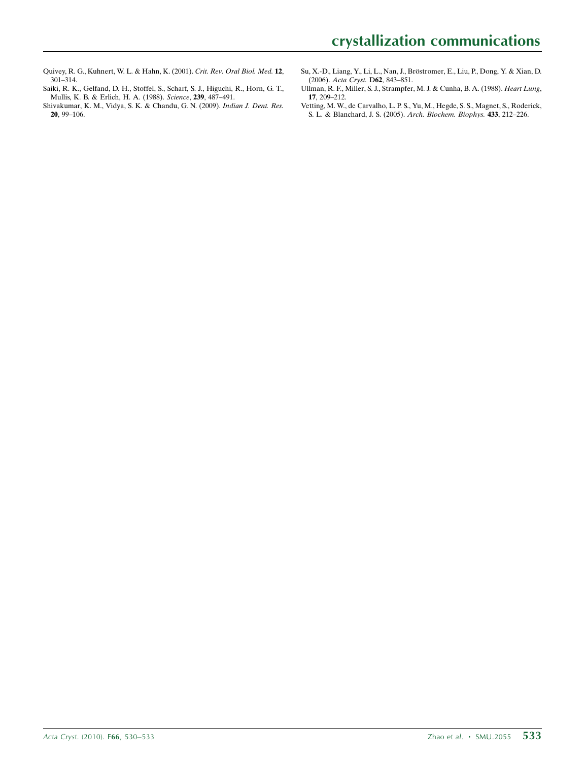Quivey, R. G., Kuhnert, W. L. & Hahn, K. (2001). *Crit. Rev. Oral Biol. Med.* **12**, 301–314.

Saiki, R. K., Gelfand, D. H., Stoffel, S., Scharf, S. J., Higuchi, R., Horn, G. T., Mullis, K. B. & Erlich, H. A. (1988). *Science*, **239**, 487–491.

Shivakumar, K. M., Vidya, S. K. & Chandu, G. N. (2009). *Indian J. Dent. Res.* **20**, 99–106.

Su, X.-D., Liang, Y., Li, L., Nan, J., Bröstromer, E., Liu, P., Dong, Y. & Xian, D. (2006). *Acta Cryst.* D**62**, 843–851.

Ullman, R. F., Miller, S. J., Strampfer, M. J. & Cunha, B. A. (1988). *Heart Lung*, **17**, 209–212.

Vetting, M. W., de Carvalho, L. P. S., Yu, M., Hegde, S. S., Magnet, S., Roderick, S. L. & Blanchard, J. S. (2005). *Arch. Biochem. Biophys.* **433**, 212–226.